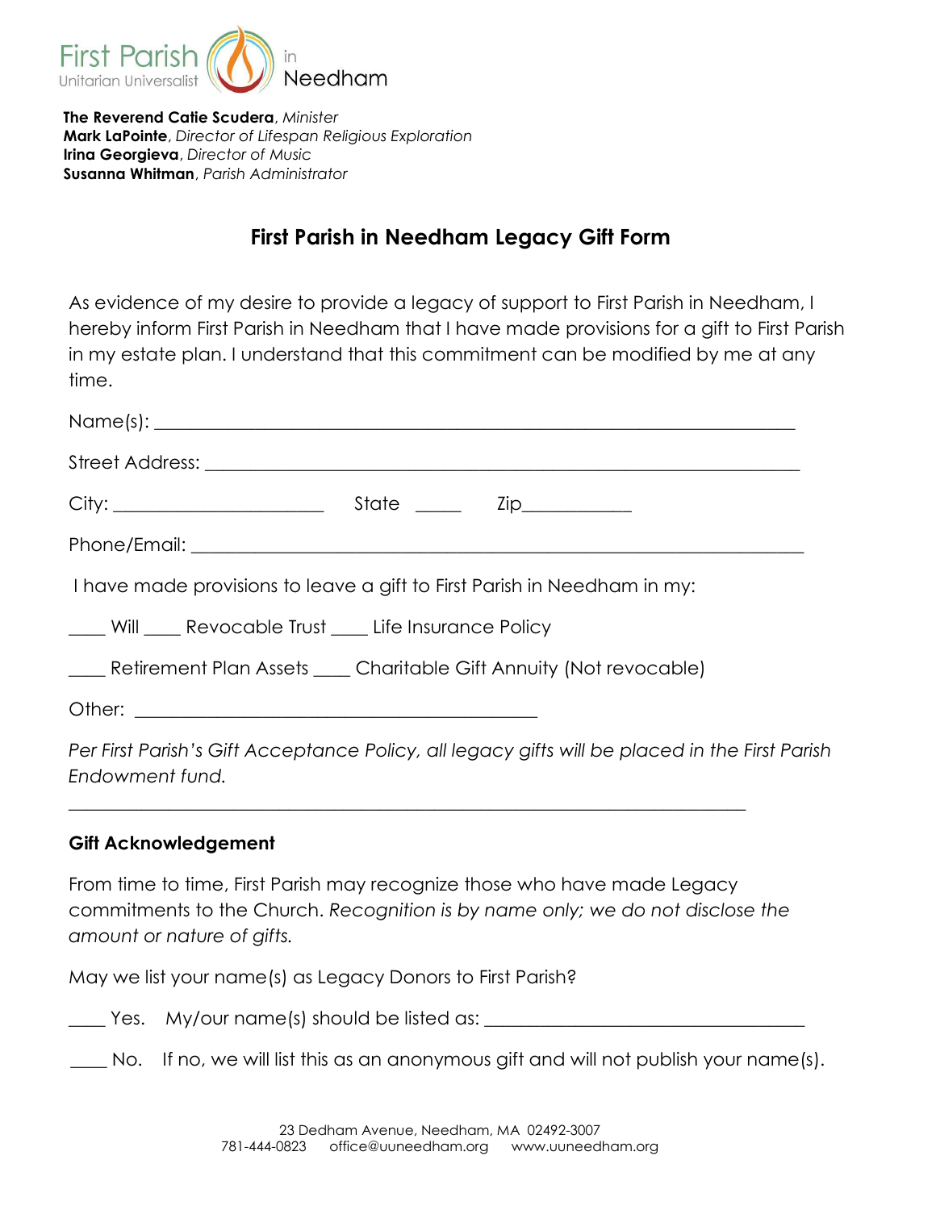First Parish Unitarian Universalist in Needham

**The Reverend Catie Scudera**, *Minister*
**Mark LaPointe**, *Director of Lifespan Religious Exploration*
**Irina Georgieva**, *Director of Music*
**Susanna Whitman**, *Parish Administrator*

# First Parish in Needham Legacy Gift Form

As evidence of my desire to provide a legacy of support to First Parish in Needham, I hereby inform First Parish in Needham that I have made provisions for a gift to First Parish in my estate plan. I understand that this commitment can be modified by me at any time.

Name(s): ______________________________________________________________

Street Address: __________________________________________________________

City: ______________________ State _____ Zip___________

Phone/Email: ____________________________________________________________

I have made provisions to leave a gift to First Parish in Needham in my:

____ Will ____ Revocable Trust ____ Life Insurance Policy

____ Retirement Plan Assets ____ Charitable Gift Annuity (Not revocable)

Other: ___________________________________________

*Per First Parish's Gift Acceptance Policy, all legacy gifts will be placed in the First Parish Endowment fund.*

---

**Gift Acknowledgement**

From time to time, First Parish may recognize those who have made Legacy commitments to the Church. *Recognition is by name only; we do not disclose the amount or nature of gifts.*

May we list your name(s) as Legacy Donors to First Parish?

____ Yes. My/our name(s) should be listed as: ______________________________

____ No. If no, we will list this as an anonymous gift and will not publish your name(s).

23 Dedham Avenue, Needham, MA 02492-3007
781-444-0823 office@uuneedham.org www.uuneedham.org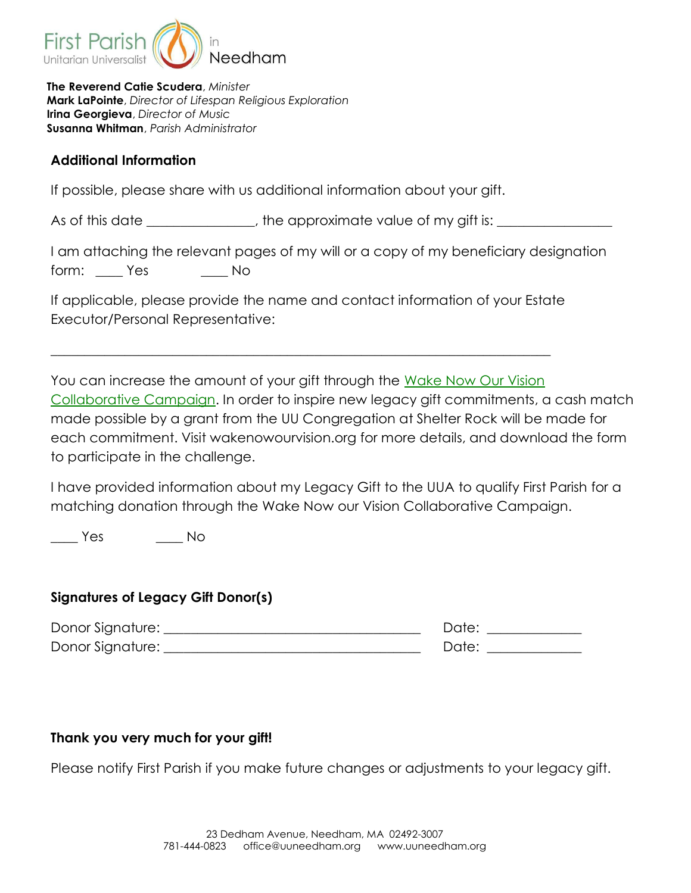First Parish Unitarian Universalist in Needham

**The Reverend Catie Scudera**, *Minister*
**Mark LaPointe**, *Director of Lifespan Religious Exploration*
**Irina Georgieva**, *Director of Music*
**Susanna Whitman**, *Parish Administrator*

## Additional Information

If possible, please share with us additional information about your gift.

As of this date _______________, the approximate value of my gift is: ________________

I am attaching the relevant pages of my will or a copy of my beneficiary designation form: ____ Yes ____ No

If applicable, please provide the name and contact information of your Estate Executor/Personal Representative:

______________________________________________________________________

You can increase the amount of your gift through the Wake Now Our Vision Collaborative Campaign. In order to inspire new legacy gift commitments, a cash match made possible by a grant from the UU Congregation at Shelter Rock will be made for each commitment. Visit wakenowourvision.org for more details, and download the form to participate in the challenge.

I have provided information about my Legacy Gift to the UUA to qualify First Parish for a matching donation through the Wake Now our Vision Collaborative Campaign.

____ Yes ____ No

## Signatures of Legacy Gift Donor(s)

Donor Signature: ____________________________________ Date: _____________
Donor Signature: ____________________________________ Date: _____________

**Thank you very much for your gift!**

Please notify First Parish if you make future changes or adjustments to your legacy gift.

23 Dedham Avenue, Needham, MA 02492-3007
781-444-0823 office@uuneedham.org www.uuneedham.org